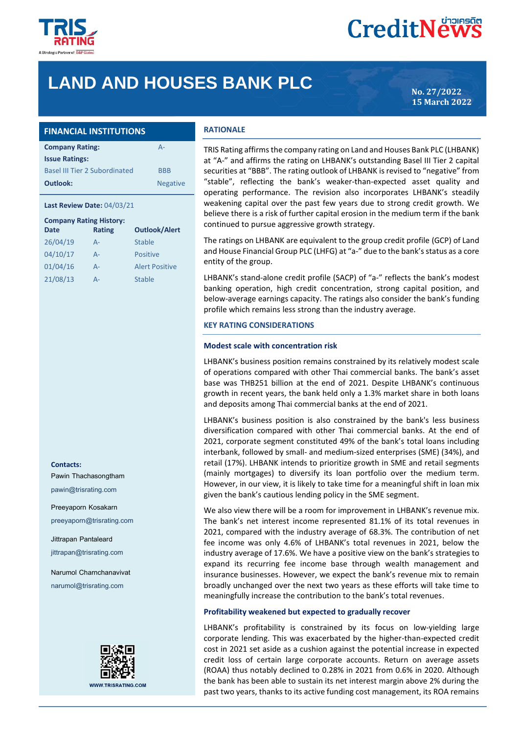# LAND AND HOUSES BANK PLC

No. 27/2022
15 March 2022

## FINANCIAL INSTITUTIONS

| | |
|---|---|
| **Company Rating:** | A- |
| **Issue Ratings:** | |
| Basel III Tier 2 Subordinated | BBB |
| **Outlook:** | Negative |

**Last Review Date:** 04/03/21

**Company Rating History:**

| Date | Rating | Outlook/Alert |
|---|---|---|
| 26/04/19 | A- | Stable |
| 04/10/17 | A- | Positive |
| 01/04/16 | A- | Alert Positive |
| 21/08/13 | A- | Stable |

**Contacts:**

Pawin Thachasongtham

pawin@trisrating.com

Preeyaporn Kosakarn

preeyaporn@trisrating.com

Jittrapan Pantaleard

jittrapan@trisrating.com

Narumol Charnchanavivat

narumol@trisrating.com

WWW.TRISRATING.COM

## RATIONALE

TRIS Rating affirms the company rating on Land and Houses Bank PLC (LHBANK) at "A-" and affirms the rating on LHBANK's outstanding Basel III Tier 2 capital securities at "BBB". The rating outlook of LHBANK is revised to "negative" from "stable", reflecting the bank's weaker-than-expected asset quality and operating performance. The revision also incorporates LHBANK's steadily weakening capital over the past few years due to strong credit growth. We believe there is a risk of further capital erosion in the medium term if the bank continued to pursue aggressive growth strategy.

The ratings on LHBANK are equivalent to the group credit profile (GCP) of Land and House Financial Group PLC (LHFG) at "a-" due to the bank's status as a core entity of the group.

LHBANK's stand-alone credit profile (SACP) of "a-" reflects the bank's modest banking operation, high credit concentration, strong capital position, and below-average earnings capacity. The ratings also consider the bank's funding profile which remains less strong than the industry average.

## KEY RATING CONSIDERATIONS

### Modest scale with concentration risk

LHBANK's business position remains constrained by its relatively modest scale of operations compared with other Thai commercial banks. The bank's asset base was THB251 billion at the end of 2021. Despite LHBANK's continuous growth in recent years, the bank held only a 1.3% market share in both loans and deposits among Thai commercial banks at the end of 2021.

LHBANK's business position is also constrained by the bank's less business diversification compared with other Thai commercial banks. At the end of 2021, corporate segment constituted 49% of the bank's total loans including interbank, followed by small- and medium-sized enterprises (SME) (34%), and retail (17%). LHBANK intends to prioritize growth in SME and retail segments (mainly mortgages) to diversify its loan portfolio over the medium term. However, in our view, it is likely to take time for a meaningful shift in loan mix given the bank's cautious lending policy in the SME segment.

We also view there will be a room for improvement in LHBANK's revenue mix. The bank's net interest income represented 81.1% of its total revenues in 2021, compared with the industry average of 68.3%. The contribution of net fee income was only 4.6% of LHBANK's total revenues in 2021, below the industry average of 17.6%. We have a positive view on the bank's strategies to expand its recurring fee income base through wealth management and insurance businesses. However, we expect the bank's revenue mix to remain broadly unchanged over the next two years as these efforts will take time to meaningfully increase the contribution to the bank's total revenues.

### Profitability weakened but expected to gradually recover

LHBANK's profitability is constrained by its focus on low-yielding large corporate lending. This was exacerbated by the higher-than-expected credit cost in 2021 set aside as a cushion against the potential increase in expected credit loss of certain large corporate accounts. Return on average assets (ROAA) thus notably declined to 0.28% in 2021 from 0.6% in 2020. Although the bank has been able to sustain its net interest margin above 2% during the past two years, thanks to its active funding cost management, its ROA remains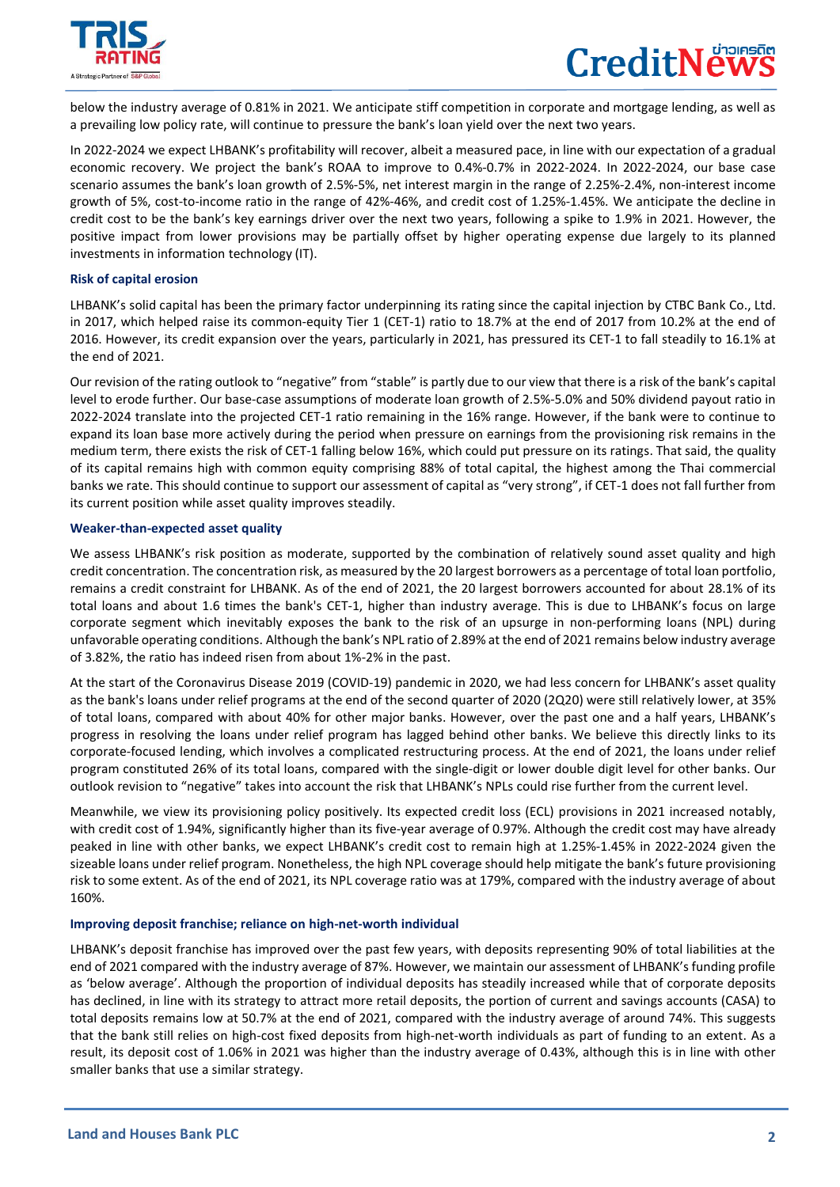below the industry average of 0.81% in 2021. We anticipate stiff competition in corporate and mortgage lending, as well as a prevailing low policy rate, will continue to pressure the bank's loan yield over the next two years.

In 2022-2024 we expect LHBANK's profitability will recover, albeit a measured pace, in line with our expectation of a gradual economic recovery. We project the bank's ROAA to improve to 0.4%-0.7% in 2022-2024. In 2022-2024, our base case scenario assumes the bank's loan growth of 2.5%-5%, net interest margin in the range of 2.25%-2.4%, non-interest income growth of 5%, cost-to-income ratio in the range of 42%-46%, and credit cost of 1.25%-1.45%. We anticipate the decline in credit cost to be the bank's key earnings driver over the next two years, following a spike to 1.9% in 2021. However, the positive impact from lower provisions may be partially offset by higher operating expense due largely to its planned investments in information technology (IT).

**Risk of capital erosion**

LHBANK's solid capital has been the primary factor underpinning its rating since the capital injection by CTBC Bank Co., Ltd. in 2017, which helped raise its common-equity Tier 1 (CET-1) ratio to 18.7% at the end of 2017 from 10.2% at the end of 2016. However, its credit expansion over the years, particularly in 2021, has pressured its CET-1 to fall steadily to 16.1% at the end of 2021.

Our revision of the rating outlook to "negative" from "stable" is partly due to our view that there is a risk of the bank's capital level to erode further. Our base-case assumptions of moderate loan growth of 2.5%-5.0% and 50% dividend payout ratio in 2022-2024 translate into the projected CET-1 ratio remaining in the 16% range. However, if the bank were to continue to expand its loan base more actively during the period when pressure on earnings from the provisioning risk remains in the medium term, there exists the risk of CET-1 falling below 16%, which could put pressure on its ratings. That said, the quality of its capital remains high with common equity comprising 88% of total capital, the highest among the Thai commercial banks we rate. This should continue to support our assessment of capital as "very strong", if CET-1 does not fall further from its current position while asset quality improves steadily.

**Weaker-than-expected asset quality**

We assess LHBANK's risk position as moderate, supported by the combination of relatively sound asset quality and high credit concentration. The concentration risk, as measured by the 20 largest borrowers as a percentage of total loan portfolio, remains a credit constraint for LHBANK. As of the end of 2021, the 20 largest borrowers accounted for about 28.1% of its total loans and about 1.6 times the bank's CET-1, higher than industry average. This is due to LHBANK's focus on large corporate segment which inevitably exposes the bank to the risk of an upsurge in non-performing loans (NPL) during unfavorable operating conditions. Although the bank's NPL ratio of 2.89% at the end of 2021 remains below industry average of 3.82%, the ratio has indeed risen from about 1%-2% in the past.

At the start of the Coronavirus Disease 2019 (COVID-19) pandemic in 2020, we had less concern for LHBANK's asset quality as the bank's loans under relief programs at the end of the second quarter of 2020 (2Q20) were still relatively lower, at 35% of total loans, compared with about 40% for other major banks. However, over the past one and a half years, LHBANK's progress in resolving the loans under relief program has lagged behind other banks. We believe this directly links to its corporate-focused lending, which involves a complicated restructuring process. At the end of 2021, the loans under relief program constituted 26% of its total loans, compared with the single-digit or lower double digit level for other banks. Our outlook revision to "negative" takes into account the risk that LHBANK's NPLs could rise further from the current level.

Meanwhile, we view its provisioning policy positively. Its expected credit loss (ECL) provisions in 2021 increased notably, with credit cost of 1.94%, significantly higher than its five-year average of 0.97%. Although the credit cost may have already peaked in line with other banks, we expect LHBANK's credit cost to remain high at 1.25%-1.45% in 2022-2024 given the sizeable loans under relief program. Nonetheless, the high NPL coverage should help mitigate the bank's future provisioning risk to some extent. As of the end of 2021, its NPL coverage ratio was at 179%, compared with the industry average of about 160%.

**Improving deposit franchise; reliance on high-net-worth individual**

LHBANK's deposit franchise has improved over the past few years, with deposits representing 90% of total liabilities at the end of 2021 compared with the industry average of 87%. However, we maintain our assessment of LHBANK's funding profile as 'below average'. Although the proportion of individual deposits has steadily increased while that of corporate deposits has declined, in line with its strategy to attract more retail deposits, the portion of current and savings accounts (CASA) to total deposits remains low at 50.7% at the end of 2021, compared with the industry average of around 74%. This suggests that the bank still relies on high-cost fixed deposits from high-net-worth individuals as part of funding to an extent. As a result, its deposit cost of 1.06% in 2021 was higher than the industry average of 0.43%, although this is in line with other smaller banks that use a similar strategy.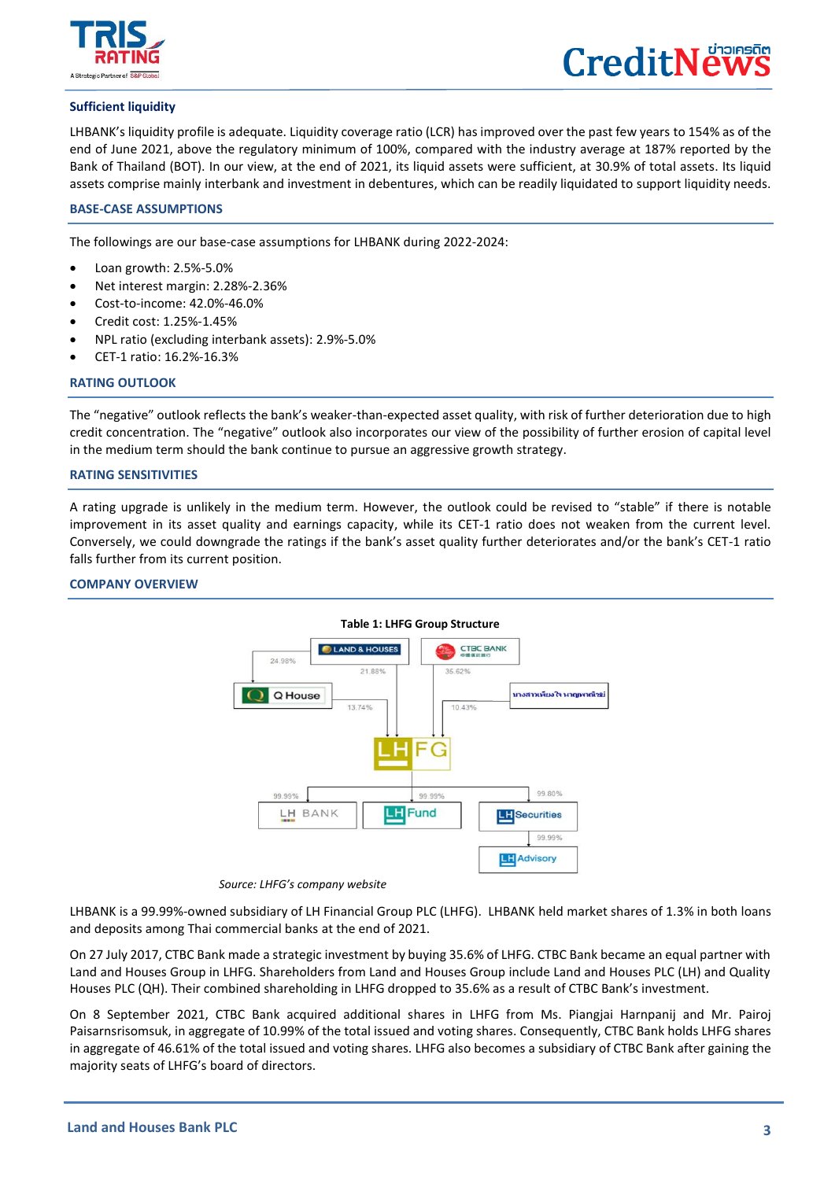### Sufficient liquidity

LHBANK's liquidity profile is adequate. Liquidity coverage ratio (LCR) has improved over the past few years to 154% as of the end of June 2021, above the regulatory minimum of 100%, compared with the industry average at 187% reported by the Bank of Thailand (BOT). In our view, at the end of 2021, its liquid assets were sufficient, at 30.9% of total assets. Its liquid assets comprise mainly interbank and investment in debentures, which can be readily liquidated to support liquidity needs.

## BASE-CASE ASSUMPTIONS

The followings are our base-case assumptions for LHBANK during 2022-2024:

- Loan growth: 2.5%-5.0%
- Net interest margin: 2.28%-2.36%
- Cost-to-income: 42.0%-46.0%
- Credit cost: 1.25%-1.45%
- NPL ratio (excluding interbank assets): 2.9%-5.0%
- CET-1 ratio: 16.2%-16.3%

## RATING OUTLOOK

The "negative" outlook reflects the bank's weaker-than-expected asset quality, with risk of further deterioration due to high credit concentration. The "negative" outlook also incorporates our view of the possibility of further erosion of capital level in the medium term should the bank continue to pursue an aggressive growth strategy.

## RATING SENSITIVITIES

A rating upgrade is unlikely in the medium term. However, the outlook could be revised to "stable" if there is notable improvement in its asset quality and earnings capacity, while its CET-1 ratio does not weaken from the current level. Conversely, we could downgrade the ratings if the bank's asset quality further deteriorates and/or the bank's CET-1 ratio falls further from its current position.

## COMPANY OVERVIEW

**Table 1: LHFG Group Structure**

Land & Houses → Q House: 24.98%
Land & Houses → LHFG: 21.88%
CTBC Bank → LHFG: 35.62%
Q House → LHFG: 13.74%
นางสาวเพียงใจ หาญพาณิชย์ → LHFG: 10.43%
LHFG → LH Bank: 99.99%
LHFG → LH Fund: 99.99%
LHFG → LH Securities: 99.80%
LH Securities → LH Advisory: 99.99%

*Source: LHFG's company website*

LHBANK is a 99.99%-owned subsidiary of LH Financial Group PLC (LHFG). LHBANK held market shares of 1.3% in both loans and deposits among Thai commercial banks at the end of 2021.

On 27 July 2017, CTBC Bank made a strategic investment by buying 35.6% of LHFG. CTBC Bank became an equal partner with Land and Houses Group in LHFG. Shareholders from Land and Houses Group include Land and Houses PLC (LH) and Quality Houses PLC (QH). Their combined shareholding in LHFG dropped to 35.6% as a result of CTBC Bank's investment.

On 8 September 2021, CTBC Bank acquired additional shares in LHFG from Ms. Piangjai Harnpanij and Mr. Pairoj Paisarnsrisomsuk, in aggregate of 10.99% of the total issued and voting shares. Consequently, CTBC Bank holds LHFG shares in aggregate of 46.61% of the total issued and voting shares. LHFG also becomes a subsidiary of CTBC Bank after gaining the majority seats of LHFG's board of directors.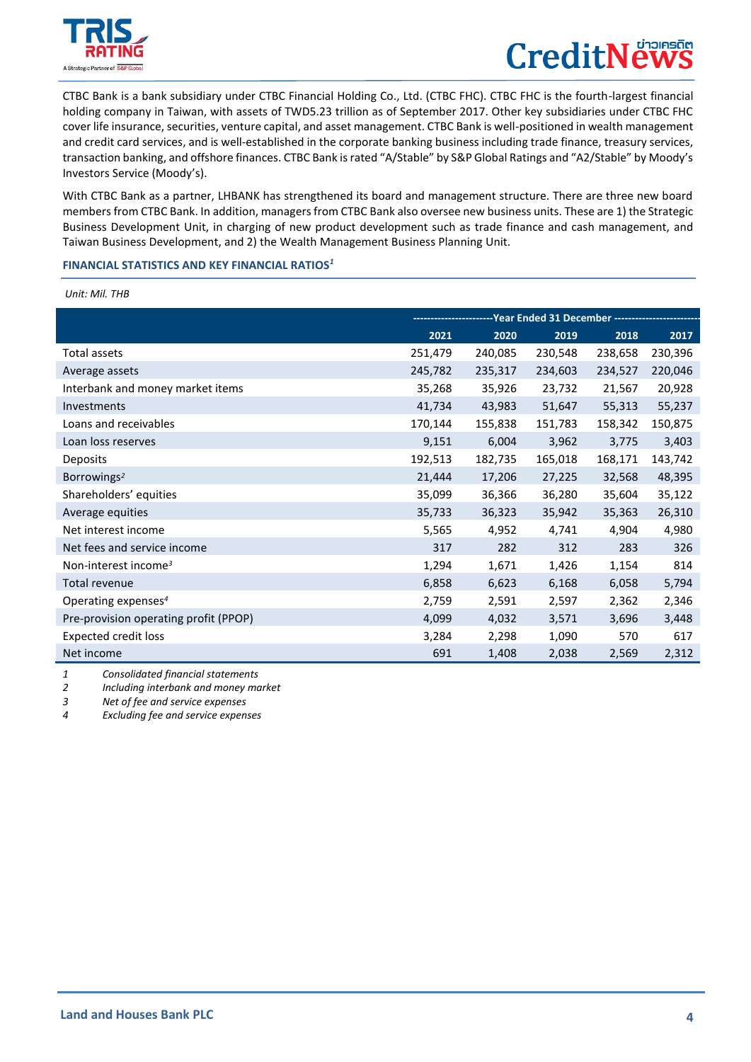CTBC Bank is a bank subsidiary under CTBC Financial Holding Co., Ltd. (CTBC FHC). CTBC FHC is the fourth-largest financial holding company in Taiwan, with assets of TWD5.23 trillion as of September 2017. Other key subsidiaries under CTBC FHC cover life insurance, securities, venture capital, and asset management. CTBC Bank is well-positioned in wealth management and credit card services, and is well-established in the corporate banking business including trade finance, treasury services, transaction banking, and offshore finances. CTBC Bank is rated "A/Stable" by S&P Global Ratings and "A2/Stable" by Moody's Investors Service (Moody's).

With CTBC Bank as a partner, LHBANK has strengthened its board and management structure. There are three new board members from CTBC Bank. In addition, managers from CTBC Bank also oversee new business units. These are 1) the Strategic Business Development Unit, in charging of new product development such as trade finance and cash management, and Taiwan Business Development, and 2) the Wealth Management Business Planning Unit.

### FINANCIAL STATISTICS AND KEY FINANCIAL RATIOS[1]

*Unit: Mil. THB*

| | Year Ended 31 December | | | | |
|---|---|---|---|---|---|
| | 2021 | 2020 | 2019 | 2018 | 2017 |
| Total assets | 251,479 | 240,085 | 230,548 | 238,658 | 230,396 |
| Average assets | 245,782 | 235,317 | 234,603 | 234,527 | 220,046 |
| Interbank and money market items | 35,268 | 35,926 | 23,732 | 21,567 | 20,928 |
| Investments | 41,734 | 43,983 | 51,647 | 55,313 | 55,237 |
| Loans and receivables | 170,144 | 155,838 | 151,783 | 158,342 | 150,875 |
| Loan loss reserves | 9,151 | 6,004 | 3,962 | 3,775 | 3,403 |
| Deposits | 192,513 | 182,735 | 165,018 | 168,171 | 143,742 |
| Borrowings[2] | 21,444 | 17,206 | 27,225 | 32,568 | 48,395 |
| Shareholders' equities | 35,099 | 36,366 | 36,280 | 35,604 | 35,122 |
| Average equities | 35,733 | 36,323 | 35,942 | 35,363 | 26,310 |
| Net interest income | 5,565 | 4,952 | 4,741 | 4,904 | 4,980 |
| Net fees and service income | 317 | 282 | 312 | 283 | 326 |
| Non-interest income[3] | 1,294 | 1,671 | 1,426 | 1,154 | 814 |
| Total revenue | 6,858 | 6,623 | 6,168 | 6,058 | 5,794 |
| Operating expenses[4] | 2,759 | 2,591 | 2,597 | 2,362 | 2,346 |
| Pre-provision operating profit (PPOP) | 4,099 | 4,032 | 3,571 | 3,696 | 3,448 |
| Expected credit loss | 3,284 | 2,298 | 1,090 | 570 | 617 |
| Net income | 691 | 1,408 | 2,038 | 2,569 | 2,312 |

1 *Consolidated financial statements*
2 *Including interbank and money market*
3 *Net of fee and service expenses*
4 *Excluding fee and service expenses*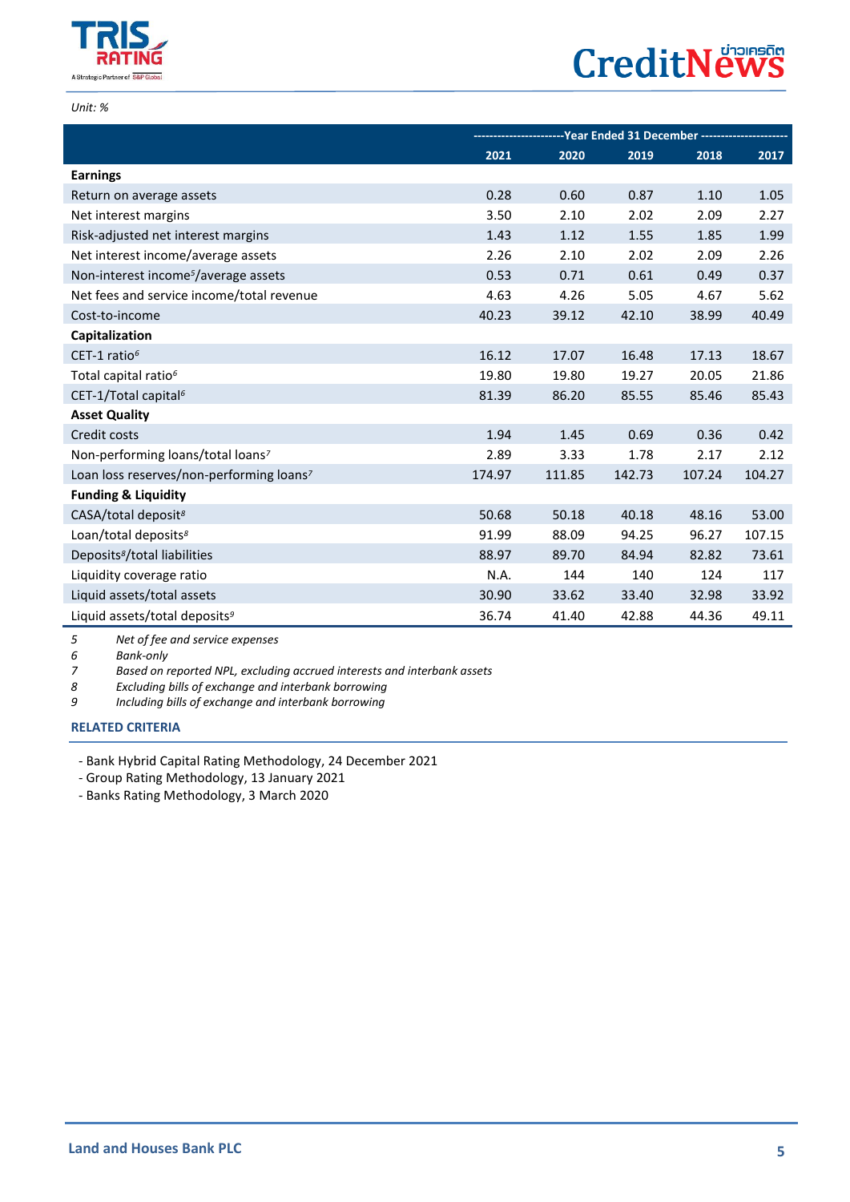*Unit: %*

| | Year Ended 31 December | | | | |
|---|---|---|---|---|---|
| | 2021 | 2020 | 2019 | 2018 | 2017 |
| **Earnings** | | | | | |
| Return on average assets | 0.28 | 0.60 | 0.87 | 1.10 | 1.05 |
| Net interest margins | 3.50 | 2.10 | 2.02 | 2.09 | 2.27 |
| Risk-adjusted net interest margins | 1.43 | 1.12 | 1.55 | 1.85 | 1.99 |
| Net interest income/average assets | 2.26 | 2.10 | 2.02 | 2.09 | 2.26 |
| Non-interest income[5]/average assets | 0.53 | 0.71 | 0.61 | 0.49 | 0.37 |
| Net fees and service income/total revenue | 4.63 | 4.26 | 5.05 | 4.67 | 5.62 |
| Cost-to-income | 40.23 | 39.12 | 42.10 | 38.99 | 40.49 |
| **Capitalization** | | | | | |
| CET-1 ratio[6] | 16.12 | 17.07 | 16.48 | 17.13 | 18.67 |
| Total capital ratio[6] | 19.80 | 19.80 | 19.27 | 20.05 | 21.86 |
| CET-1/Total capital[6] | 81.39 | 86.20 | 85.55 | 85.46 | 85.43 |
| **Asset Quality** | | | | | |
| Credit costs | 1.94 | 1.45 | 0.69 | 0.36 | 0.42 |
| Non-performing loans/total loans[7] | 2.89 | 3.33 | 1.78 | 2.17 | 2.12 |
| Loan loss reserves/non-performing loans[7] | 174.97 | 111.85 | 142.73 | 107.24 | 104.27 |
| **Funding & Liquidity** | | | | | |
| CASA/total deposit[8] | 50.68 | 50.18 | 40.18 | 48.16 | 53.00 |
| Loan/total deposits[8] | 91.99 | 88.09 | 94.25 | 96.27 | 107.15 |
| Deposits[8]/total liabilities | 88.97 | 89.70 | 84.94 | 82.82 | 73.61 |
| Liquidity coverage ratio | N.A. | 144 | 140 | 124 | 117 |
| Liquid assets/total assets | 30.90 | 33.62 | 33.40 | 32.98 | 33.92 |
| Liquid assets/total deposits[9] | 36.74 | 41.40 | 42.88 | 44.36 | 49.11 |

5 *Net of fee and service expenses*
6 *Bank-only*
7 *Based on reported NPL, excluding accrued interests and interbank assets*
8 *Excluding bills of exchange and interbank borrowing*
9 *Including bills of exchange and interbank borrowing*

## RELATED CRITERIA

- Bank Hybrid Capital Rating Methodology, 24 December 2021
- Group Rating Methodology, 13 January 2021
- Banks Rating Methodology, 3 March 2020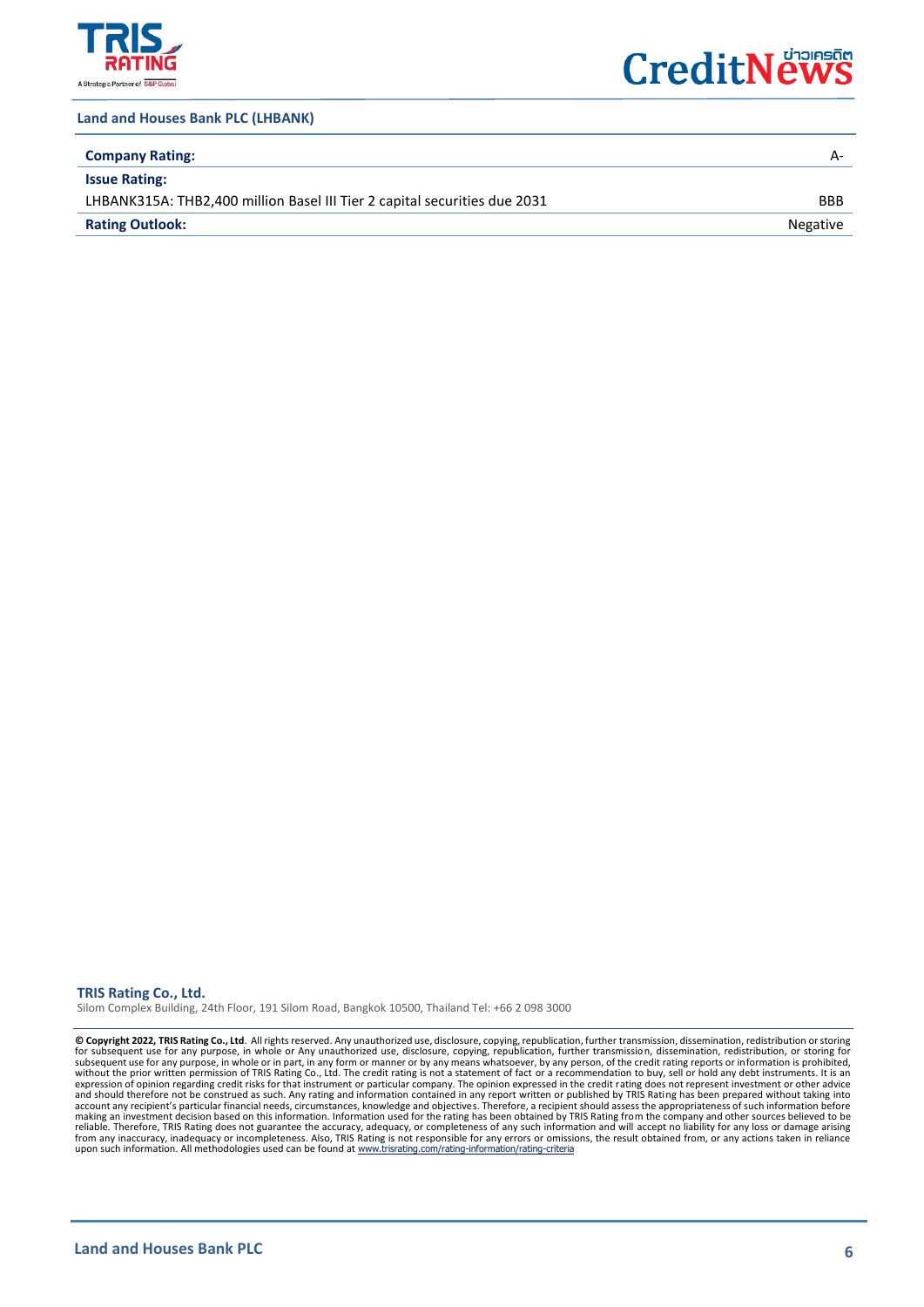**Land and Houses Bank PLC (LHBANK)**

| | |
|---|---|
| **Company Rating:** | A- |
| **Issue Rating:** | |
| LHBANK315A: THB2,400 million Basel III Tier 2 capital securities due 2031 | BBB |
| **Rating Outlook:** | Negative |

**TRIS Rating Co., Ltd.**
Silom Complex Building, 24th Floor, 191 Silom Road, Bangkok 10500, Thailand Tel: +66 2 098 3000

**© Copyright 2022, TRIS Rating Co., Ltd**. All rights reserved. Any unauthorized use, disclosure, copying, republication, further transmission, dissemination, redistribution or storing for subsequent use for any purpose, in whole or Any unauthorized use, disclosure, copying, republication, further transmission, dissemination, redistribution, or storing for subsequent use for any purpose, in whole or in part, in any form or manner or by any means whatsoever, by any person, of the credit rating reports or information is prohibited, without the prior written permission of TRIS Rating Co., Ltd. The credit rating is not a statement of fact or a recommendation to buy, sell or hold any debt instruments. It is an expression of opinion regarding credit risks for that instrument or particular company. The opinion expressed in the credit rating does not represent investment or other advice and should therefore not be construed as such. Any rating and information contained in any report written or published by TRIS Rating has been prepared without taking into account any recipient's particular financial needs, circumstances, knowledge and objectives. Therefore, a recipient should assess the appropriateness of such information before making an investment decision based on this information. Information used for the rating has been obtained by TRIS Rating from the company and other sources believed to be reliable. Therefore, TRIS Rating does not guarantee the accuracy, adequacy, or completeness of any such information and will accept no liability for any loss or damage arising from any inaccuracy, inadequacy or incompleteness. Also, TRIS Rating is not responsible for any errors or omissions, the result obtained from, or any actions taken in reliance upon such information. All methodologies used can be found at www.trisrating.com/rating-information/rating-criteria